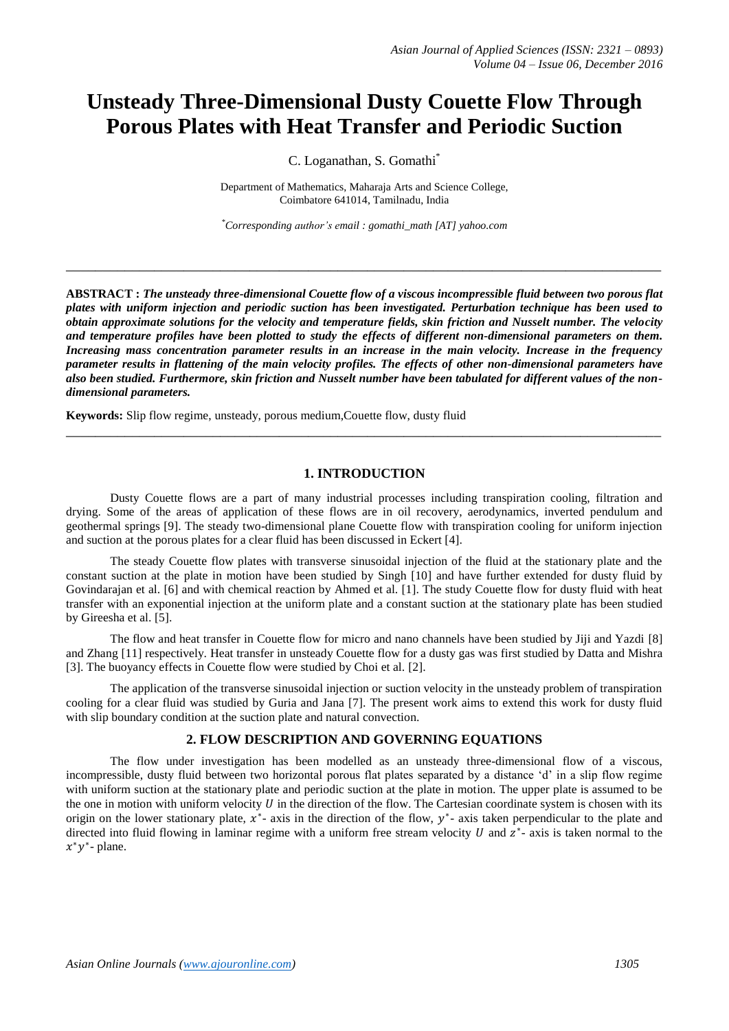# Unsteady Three-Dimensional Dusty Couette Flow Through Porous Plates with Heat Transfer and Periodic Suction

C. Loganathan, S. Gomathi*

Department of Mathematics, Maharaja Arts and Science College,
Coimbatore 641014, Tamilnadu, India

*Corresponding author's email : gomathi_math [AT] yahoo.com

---

**ABSTRACT :** ***The unsteady three-dimensional Couette flow of a viscous incompressible fluid between two porous flat plates with uniform injection and periodic suction has been investigated. Perturbation technique has been used to obtain approximate solutions for the velocity and temperature fields, skin friction and Nusselt number. The velocity and temperature profiles have been plotted to study the effects of different non-dimensional parameters on them. Increasing mass concentration parameter results in an increase in the main velocity. Increase in the frequency parameter results in flattening of the main velocity profiles. The effects of other non-dimensional parameters have also been studied. Furthermore, skin friction and Nusselt number have been tabulated for different values of the non-dimensional parameters.***

**Keywords:** Slip flow regime, unsteady, porous medium,Couette flow, dusty fluid

---

## 1. INTRODUCTION

Dusty Couette flows are a part of many industrial processes including transpiration cooling, filtration and drying. Some of the areas of application of these flows are in oil recovery, aerodynamics, inverted pendulum and geothermal springs [9]. The steady two-dimensional plane Couette flow with transpiration cooling for uniform injection and suction at the porous plates for a clear fluid has been discussed in Eckert [4].

The steady Couette flow plates with transverse sinusoidal injection of the fluid at the stationary plate and the constant suction at the plate in motion have been studied by Singh [10] and have further extended for dusty fluid by Govindarajan et al. [6] and with chemical reaction by Ahmed et al. [1]. The study Couette flow for dusty fluid with heat transfer with an exponential injection at the uniform plate and a constant suction at the stationary plate has been studied by Gireesha et al. [5].

The flow and heat transfer in Couette flow for micro and nano channels have been studied by Jiji and Yazdi [8] and Zhang [11] respectively. Heat transfer in unsteady Couette flow for a dusty gas was first studied by Datta and Mishra [3]. The buoyancy effects in Couette flow were studied by Choi et al. [2].

The application of the transverse sinusoidal injection or suction velocity in the unsteady problem of transpiration cooling for a clear fluid was studied by Guria and Jana [7]. The present work aims to extend this work for dusty fluid with slip boundary condition at the suction plate and natural convection.

## 2. FLOW DESCRIPTION AND GOVERNING EQUATIONS

The flow under investigation has been modelled as an unsteady three-dimensional flow of a viscous, incompressible, dusty fluid between two horizontal porous flat plates separated by a distance 'd' in a slip flow regime with uniform suction at the stationary plate and periodic suction at the plate in motion. The upper plate is assumed to be the one in motion with uniform velocity $U$ in the direction of the flow. The Cartesian coordinate system is chosen with its origin on the lower stationary plate, $x^*$- axis in the direction of the flow, $y^*$- axis taken perpendicular to the plate and directed into fluid flowing in laminar regime with a uniform free stream velocity $U$ and $z^*$- axis is taken normal to the $x^*y^*$- plane.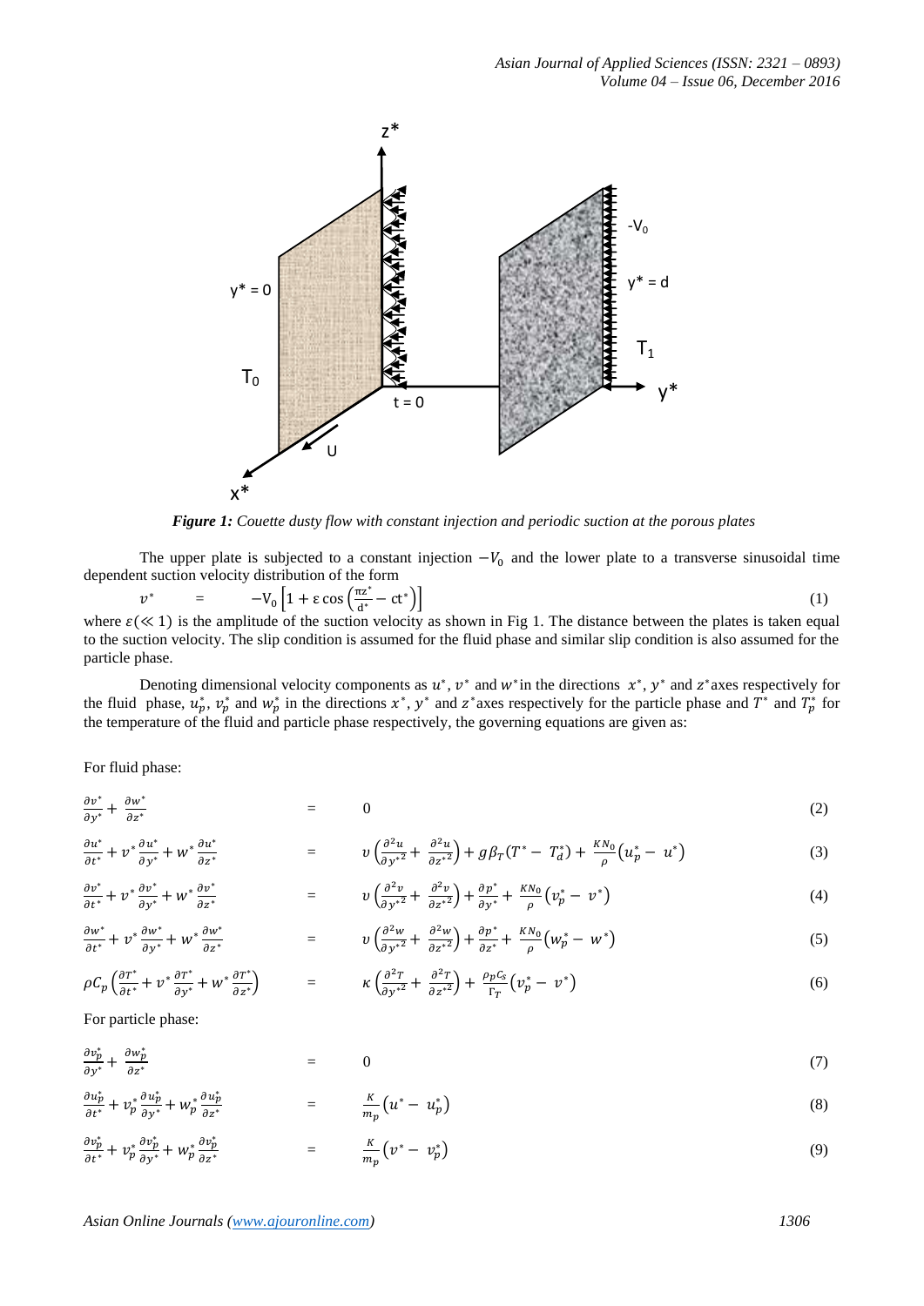*Figure 1: Couette dusty flow with constant injection and periodic suction at the porous plates*

The upper plate is subjected to a constant injection $-V_0$ and the lower plate to a transverse sinusoidal time dependent suction velocity distribution of the form

$$v^* \quad = \quad -V_0\left[1+\varepsilon\cos\left(\frac{\pi z^*}{d^*}-ct^*\right)\right] \tag{1}$$

where $\varepsilon(\ll 1)$ is the amplitude of the suction velocity as shown in Fig 1. The distance between the plates is taken equal to the suction velocity. The slip condition is assumed for the fluid phase and similar slip condition is also assumed for the particle phase.

Denoting dimensional velocity components as $u^*$, $v^*$ and $w^*$in the directions $x^*$, $y^*$ and $z^*$axes respectively for the fluid phase, $u_p^*$, $v_p^*$ and $w_p^*$ in the directions $x^*$, $y^*$ and $z^*$axes respectively for the particle phase and $T^*$ and $T_p^*$ for the temperature of the fluid and particle phase respectively, the governing equations are given as:

For fluid phase:

$$\frac{\partial v^*}{\partial y^*}+\frac{\partial w^*}{\partial z^*} = 0 \tag{2}$$

$$\frac{\partial u^*}{\partial t^*}+v^*\frac{\partial u^*}{\partial y^*}+w^*\frac{\partial u^*}{\partial z^*} = \upsilon\left(\frac{\partial^2 u}{\partial y^{*2}}+\frac{\partial^2 u}{\partial z^{*2}}\right)+g\beta_T\left(T^*-T_d^*\right)+\frac{KN_0}{\rho}\left(u_p^*-u^*\right) \tag{3}$$

$$\frac{\partial v^*}{\partial t^*}+v^*\frac{\partial v^*}{\partial y^*}+w^*\frac{\partial v^*}{\partial z^*} = \upsilon\left(\frac{\partial^2 v}{\partial y^{*2}}+\frac{\partial^2 v}{\partial z^{*2}}\right)+\frac{\partial p^*}{\partial y^*}+\frac{KN_0}{\rho}\left(v_p^*-v^*\right) \tag{4}$$

$$\frac{\partial w^*}{\partial t^*}+v^*\frac{\partial w^*}{\partial y^*}+w^*\frac{\partial w^*}{\partial z^*} = \upsilon\left(\frac{\partial^2 w}{\partial y^{*2}}+\frac{\partial^2 w}{\partial z^{*2}}\right)+\frac{\partial p^*}{\partial z^*}+\frac{KN_0}{\rho}\left(w_p^*-w^*\right) \tag{5}$$

$$\rho C_p\left(\frac{\partial T^*}{\partial t^*}+v^*\frac{\partial T^*}{\partial y^*}+w^*\frac{\partial T^*}{\partial z^*}\right) = \kappa\left(\frac{\partial^2 T}{\partial y^{*2}}+\frac{\partial^2 T}{\partial z^{*2}}\right)+\frac{\rho_p C_s}{\Gamma_T}\left(v_p^*-v^*\right) \tag{6}$$

For particle phase:

$$\frac{\partial v_p^*}{\partial y^*}+\frac{\partial w_p^*}{\partial z^*} = 0 \tag{7}$$

$$\frac{\partial u_p^*}{\partial t^*}+v_p^*\frac{\partial u_p^*}{\partial y^*}+w_p^*\frac{\partial u_p^*}{\partial z^*} = \frac{K}{m_p}\left(u^*-u_p^*\right) \tag{8}$$

$$\frac{\partial v_p^*}{\partial t^*}+v_p^*\frac{\partial v_p^*}{\partial y^*}+w_p^*\frac{\partial v_p^*}{\partial z^*} = \frac{K}{m_p}\left(v^*-v_p^*\right) \tag{9}$$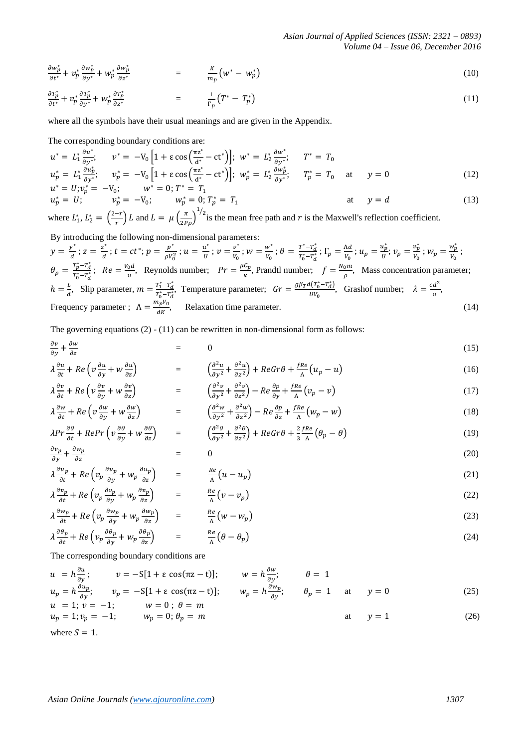$$\frac{\partial w_p^*}{\partial t^*} + v_p^* \frac{\partial w_p^*}{\partial y^*} + w_p^* \frac{\partial w_p^*}{\partial z^*} = \frac{K}{m_p}\left(w^* - w_p^*\right) \tag{10}$$

$$\frac{\partial T_p^*}{\partial t^*} + v_p^* \frac{\partial T_p^*}{\partial y^*} + w_p^* \frac{\partial T_p^*}{\partial z^*} = \frac{1}{\Gamma_p}\left(T^* - T_p^*\right) \tag{11}$$

where all the symbols have their usual meanings and are given in the Appendix.

The corresponding boundary conditions are:

$$\begin{aligned}
&u^* = L_1^* \frac{\partial u^*}{\partial y^*}; \quad v^* = -V_0\left[1 + \varepsilon \cos\left(\frac{\pi z^*}{d^*} - ct^*\right)\right]; \quad w^* = L_2^* \frac{\partial w^*}{\partial y^*}; \quad T^* = T_0 \\
&u_p^* = L_1^* \frac{\partial u_p^*}{\partial y^*}; \quad v_p^* = -V_0\left[1 + \varepsilon \cos\left(\frac{\pi z^*}{d^*} - ct^*\right)\right]; \quad w_p^* = L_2^* \frac{\partial w_p^*}{\partial y^*}; \quad T_p^* = T_0 \quad \text{at} \quad y = 0
\end{aligned} \tag{12}$$

$$\begin{aligned}
&u^* = U; v_p^* = -V_0; \quad w^* = 0; T^* = T_1 \\
&u_p^* = U; \quad v_p^* = -V_0; \quad w_p^* = 0; T_p^* = T_1 \quad \text{at} \quad y = d
\end{aligned} \tag{13}$$

where $L_1^*, L_2^* = \left(\frac{2-r}{r}\right)L$ and $L = \mu\left(\frac{\pi}{2P\rho}\right)^{1/2}$ is the mean free path and $r$ is the Maxwell's reflection coefficient.

By introducing the following non-dimensional parameters:

$y = \frac{y^*}{d}$; $z = \frac{z^*}{d}$; $t = ct^*$; $p = \frac{p^*}{\rho V_0^2}$; $u = \frac{u^*}{U}$; $v = \frac{v^*}{V_0}$; $w = \frac{w^*}{V_0}$; $\theta = \frac{T^* - T_d^*}{T_0^* - T_d^*}$; $\Gamma_p = \frac{\Lambda d}{V_0}$; $u_p = \frac{u_p^*}{U}$; $v_p = \frac{v_p^*}{V_0}$; $w_p = \frac{w_p^*}{V_0}$;
$\theta_p = \frac{T_p^* - T_d^*}{T_0^* - T_d^*}$; $Re = \frac{V_0 d}{\upsilon}$, Reynolds number; $Pr = \frac{\mu C_p}{\kappa}$, Prandtl number; $f = \frac{N_0 m}{\rho}$, Mass concentration parameter;
$h = \frac{L}{d}$, Slip parameter, $m = \frac{T_1^* - T_d^*}{T_0^* - T_d^*}$, Temperature parameter; $Gr = \frac{g\beta_T d(T_0^* - T_d^*)}{UV_0}$, Grashof number; $\lambda = \frac{cd^2}{\upsilon}$,
Frequency parameter ; $\Lambda = \frac{m_p V_0}{dK}$, Relaxation time parameter. (14)

The governing equations (2) - (11) can be rewritten in non-dimensional form as follows:

$$\frac{\partial v}{\partial y} + \frac{\partial w}{\partial z} = 0 \tag{15}$$

$$\lambda \frac{\partial u}{\partial t} + Re\left(v \frac{\partial u}{\partial y} + w \frac{\partial u}{\partial z}\right) = \left(\frac{\partial^2 u}{\partial y^2} + \frac{\partial^2 u}{\partial z^2}\right) + ReGr\theta + \frac{fRe}{\Lambda}\left(u_p - u\right) \tag{16}$$

$$\lambda \frac{\partial v}{\partial t} + Re\left(v \frac{\partial v}{\partial y} + w \frac{\partial v}{\partial z}\right) = \left(\frac{\partial^2 v}{\partial y^2} + \frac{\partial^2 v}{\partial z^2}\right) - Re\frac{\partial p}{\partial y} + \frac{fRe}{\Lambda}\left(v_p - v\right) \tag{17}$$

$$\lambda \frac{\partial w}{\partial t} + Re\left(v \frac{\partial w}{\partial y} + w \frac{\partial w}{\partial z}\right) = \left(\frac{\partial^2 w}{\partial y^2} + \frac{\partial^2 w}{\partial z^2}\right) - Re\frac{\partial p}{\partial z} + \frac{fRe}{\Lambda}\left(w_p - w\right) \tag{18}$$

$$\lambda Pr \frac{\partial \theta}{\partial t} + RePr\left(v \frac{\partial \theta}{\partial y} + w \frac{\partial \theta}{\partial z}\right) = \left(\frac{\partial^2 \theta}{\partial y^2} + \frac{\partial^2 \theta}{\partial z^2}\right) + ReGr\theta + \frac{2}{3}\frac{fRe}{\Lambda}\left(\theta_p - \theta\right) \tag{19}$$

$$\frac{\partial v_p}{\partial y} + \frac{\partial w_p}{\partial z} = 0 \tag{20}$$

$$\lambda \frac{\partial u_p}{\partial t} + Re\left(v_p \frac{\partial u_p}{\partial y} + w_p \frac{\partial u_p}{\partial z}\right) = \frac{Re}{\Lambda}\left(u - u_p\right) \tag{21}$$

$$\lambda \frac{\partial v_p}{\partial t} + Re\left(v_p \frac{\partial v_p}{\partial y} + w_p \frac{\partial v_p}{\partial z}\right) = \frac{Re}{\Lambda}\left(v - v_p\right) \tag{22}$$

$$\lambda \frac{\partial w_p}{\partial t} + Re\left(v_p \frac{\partial w_p}{\partial y} + w_p \frac{\partial w_p}{\partial z}\right) = \frac{Re}{\Lambda}\left(w - w_p\right) \tag{23}$$

$$\lambda \frac{\partial \theta_p}{\partial t} + Re\left(v_p \frac{\partial \theta_p}{\partial y} + w_p \frac{\partial \theta_p}{\partial z}\right) = \frac{Re}{\Lambda}\left(\theta - \theta_p\right) \tag{24}$$

The corresponding boundary conditions are

$$\begin{aligned}
&u = h\frac{\partial u}{\partial y}; \quad v = -S[1 + \varepsilon \cos(\pi z - t)]; \quad w = h\frac{\partial w}{\partial y}; \quad \theta = 1 \\
&u_p = h\frac{\partial u_p}{\partial y}; \quad v_p = -S[1 + \varepsilon \cos(\pi z - t)]; \quad w_p = h\frac{\partial w_p}{\partial y}; \quad \theta_p = 1 \quad \text{at} \quad y = 0
\end{aligned} \tag{25}$$

$$\begin{aligned}
&u = 1; v = -1; \quad w = 0; \theta = m \\
&u_p = 1; v_p = -1; \quad w_p = 0; \theta_p = m \quad \text{at} \quad y = 1
\end{aligned} \tag{26}$$

where $S = 1$.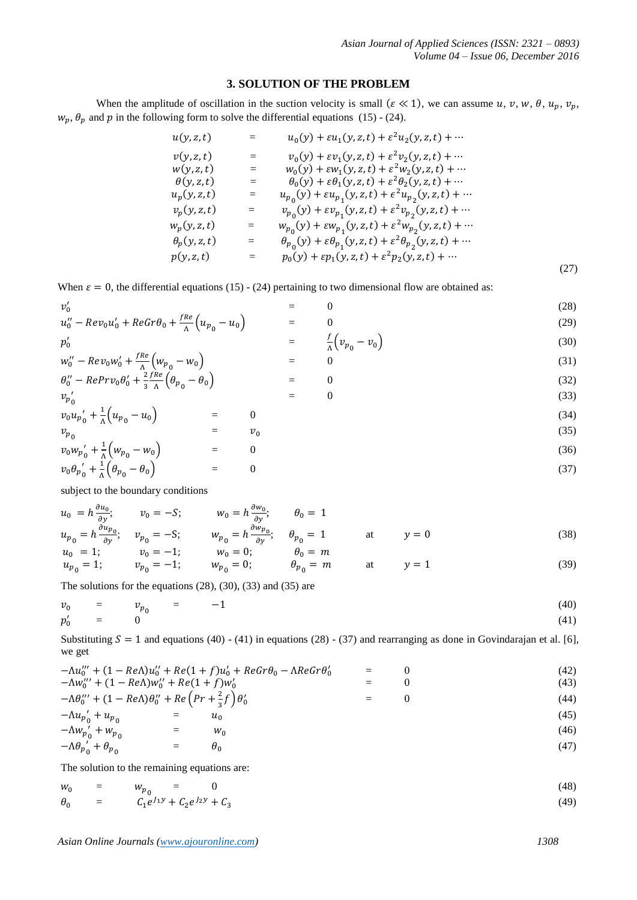## 3. SOLUTION OF THE PROBLEM

When the amplitude of oscillation in the suction velocity is small ($\varepsilon \ll 1$), we can assume $u$, $v$, $w$, $\theta$, $u_p$, $v_p$, $w_p$, $\theta_p$ and $p$ in the following form to solve the differential equations (15) - (24).

$$
\begin{aligned}
u(y,z,t) &= u_0(y) + \varepsilon u_1(y,z,t) + \varepsilon^2 u_2(y,z,t) + \cdots \\
v(y,z,t) &= v_0(y) + \varepsilon v_1(y,z,t) + \varepsilon^2 v_2(y,z,t) + \cdots \\
w(y,z,t) &= w_0(y) + \varepsilon w_1(y,z,t) + \varepsilon^2 w_2(y,z,t) + \cdots \\
\theta(y,z,t) &= \theta_0(y) + \varepsilon \theta_1(y,z,t) + \varepsilon^2 \theta_2(y,z,t) + \cdots \\
u_p(y,z,t) &= u_{p_0}(y) + \varepsilon u_{p_1}(y,z,t) + \epsilon^2 u_{p_2}(y,z,t) + \cdots \\
v_p(y,z,t) &= v_{p_0}(y) + \varepsilon v_{p_1}(y,z,t) + \varepsilon^2 v_{p_2}(y,z,t) + \cdots \\
w_p(y,z,t) &= w_{p_0}(y) + \varepsilon w_{p_1}(y,z,t) + \varepsilon^2 w_{p_2}(y,z,t) + \cdots \\
\theta_p(y,z,t) &= \theta_{p_0}(y) + \varepsilon \theta_{p_1}(y,z,t) + \varepsilon^2 \theta_{p_2}(y,z,t) + \cdots \\
p(y,z,t) &= p_0(y) + \varepsilon p_1(y,z,t) + \varepsilon^2 p_2(y,z,t) + \cdots
\end{aligned}
\tag{27}
$$

When $\varepsilon = 0$, the differential equations (15) - (24) pertaining to two dimensional flow are obtained as:

$$v_0' = 0 \tag{28}$$

$$u_0'' - Re v_0 u_0' + ReGr\theta_0 + \frac{fRe}{\Lambda}\left(u_{p_0} - u_0\right) = 0 \tag{29}$$

$$p_0' = \frac{f}{\Lambda}\left(v_{p_0} - v_0\right) \tag{30}$$

$$w_0'' - Re v_0 w_0' + \frac{fRe}{\Lambda}\left(w_{p_0} - w_0\right) = 0 \tag{31}$$

$$\theta_0'' - RePr v_0 \theta_0' + \frac{2}{3}\frac{fRe}{\Lambda}\left(\theta_{p_0} - \theta_0\right) = 0 \tag{32}$$

$${v_p}_0' = 0 \tag{33}$$

$$v_0 {u_p}_0' + \frac{1}{\Lambda}\left(u_{p_0} - u_0\right) = 0 \tag{34}$$

$$v_{p_0} = v_0 \tag{35}$$

$$v_0 {w_p}_0' + \frac{1}{\Lambda}\left(w_{p_0} - w_0\right) = 0 \tag{36}$$

$$v_0 {\theta_p}_0' + \frac{1}{\Lambda}\left(\theta_{p_0} - \theta_0\right) = 0 \tag{37}$$

subject to the boundary conditions

$$
\begin{aligned}
&u_0 = h\frac{\partial u_0}{\partial y}; \quad v_0 = -S; \quad w_0 = h\frac{\partial w_0}{\partial y}; \quad \theta_0 = 1 \\
&u_{p_0} = h\frac{\partial u_{p_0}}{\partial y}; \quad v_{p_0} = -S; \quad w_{p_0} = h\frac{\partial w_{p_0}}{\partial y}; \quad \theta_{p_0} = 1 \qquad \text{at} \quad y = 0
\end{aligned}
\tag{38}
$$

$$
\begin{aligned}
&u_0 = 1; \quad v_0 = -1; \quad w_0 = 0; \quad \theta_0 = m \\
&u_{p_0} = 1; \quad v_{p_0} = -1; \quad w_{p_0} = 0; \quad \theta_{p_0} = m \qquad \text{at} \quad y = 1
\end{aligned}
\tag{39}
$$

The solutions for the equations (28), (30), (33) and (35) are

$$v_0 = v_{p_0} = -1 \tag{40}$$

$$p_0' = 0 \tag{41}$$

Substituting $S = 1$ and equations (40) - (41) in equations (28) - (37) and rearranging as done in Govindarajan et al. [6], we get

$$-\Lambda u_0''' + (1 - Re\Lambda)u_0'' + Re(1+f)u_0' + ReGr\theta_0 - \Lambda ReGr\theta_0' = 0 \tag{42}$$

$$-\Lambda w_0''' + (1 - Re\Lambda)w_0'' + Re(1+f)w_0' = 0 \tag{43}$$

$$-\Lambda\theta_0''' + (1 - Re\Lambda)\theta_0'' + Re\left(Pr + \frac{2}{3}f\right)\theta_0' = 0 \tag{44}$$

$$-\Lambda {u_p}_0' + u_{p_0} = u_0 \tag{45}$$

$$-\Lambda {w_p}_0' + w_{p_0} = w_0 \tag{46}$$

$$-\Lambda {\theta_p}_0' + \theta_{p_0} = \theta_0 \tag{47}$$

The solution to the remaining equations are:

$$w_0 = w_{p_0} = 0 \tag{48}$$

$$\theta_0 = C_1 e^{J_1 y} + C_2 e^{J_2 y} + C_3 \tag{49}$$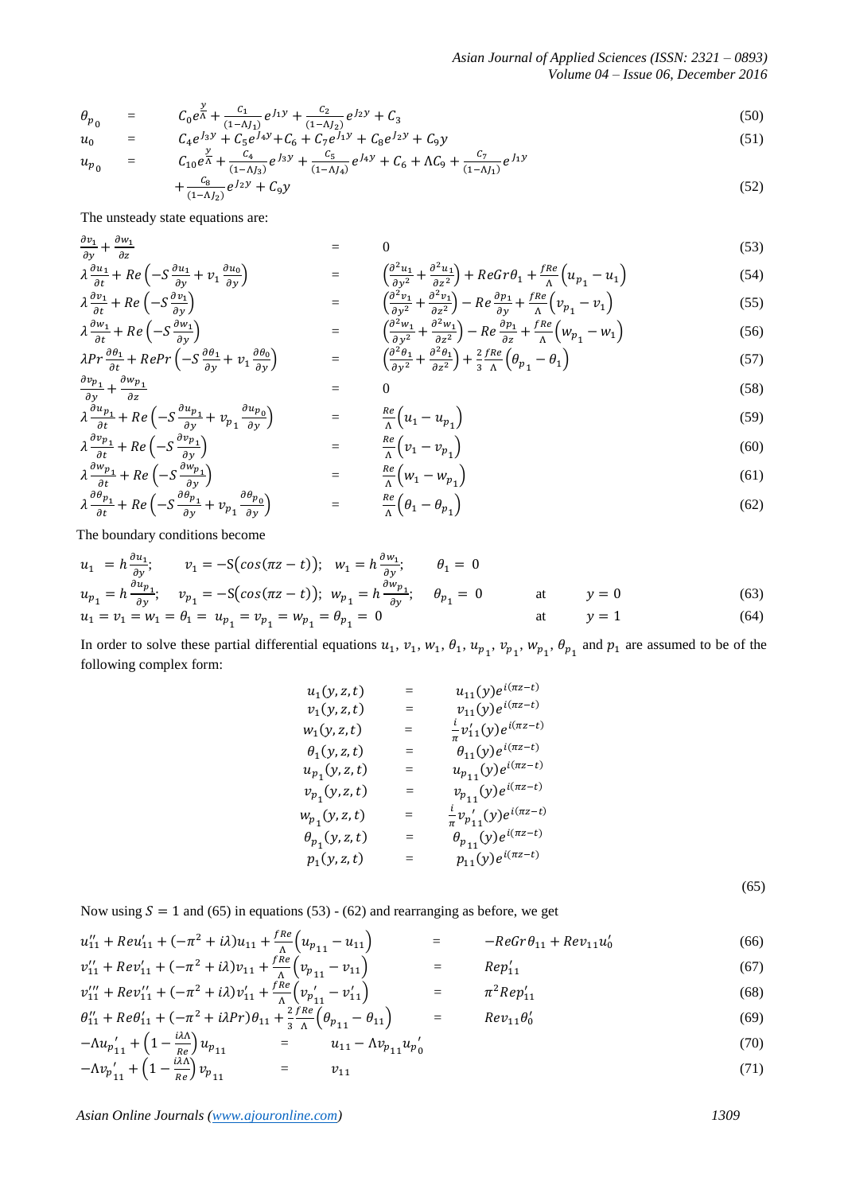$$\theta_{p_0} = C_0 e^{\frac{y}{\Lambda}} + \frac{C_1}{(1-\Lambda J_1)} e^{J_1 y} + \frac{C_2}{(1-\Lambda J_2)} e^{J_2 y} + C_3 \tag{50}$$

$$u_0 = C_4 e^{J_3 y} + C_5 e^{J_4 y} + C_6 + C_7 e^{J_1 y} + C_8 e^{J_2 y} + C_9 y \tag{51}$$

$$u_{p_0} = C_{10} e^{\frac{y}{\Lambda}} + \frac{C_4}{(1-\Lambda J_3)} e^{J_3 y} + \frac{C_5}{(1-\Lambda J_4)} e^{J_4 y} + C_6 + \Lambda C_9 + \frac{C_7}{(1-\Lambda J_1)} e^{J_1 y} + \frac{C_8}{(1-\Lambda J_2)} e^{J_2 y} + C_9 y \tag{52}$$

The unsteady state equations are:

$$\frac{\partial v_1}{\partial y} + \frac{\partial w_1}{\partial z} = 0 \tag{53}$$

$$\lambda \frac{\partial u_1}{\partial t} + Re\left(-S\frac{\partial u_1}{\partial y} + v_1 \frac{\partial u_0}{\partial y}\right) = \left(\frac{\partial^2 u_1}{\partial y^2} + \frac{\partial^2 u_1}{\partial z^2}\right) + ReGr\theta_1 + \frac{fRe}{\Lambda}\left(u_{p_1} - u_1\right) \tag{54}$$

$$\lambda \frac{\partial v_1}{\partial t} + Re\left(-S\frac{\partial v_1}{\partial y}\right) = \left(\frac{\partial^2 v_1}{\partial y^2} + \frac{\partial^2 v_1}{\partial z^2}\right) - Re\frac{\partial p_1}{\partial y} + \frac{fRe}{\Lambda}\left(v_{p_1} - v_1\right) \tag{55}$$

$$\lambda \frac{\partial w_1}{\partial t} + Re\left(-S\frac{\partial w_1}{\partial y}\right) = \left(\frac{\partial^2 w_1}{\partial y^2} + \frac{\partial^2 w_1}{\partial z^2}\right) - Re\frac{\partial p_1}{\partial z} + \frac{fRe}{\Lambda}\left(w_{p_1} - w_1\right) \tag{56}$$

$$\lambda Pr \frac{\partial \theta_1}{\partial t} + RePr\left(-S\frac{\partial \theta_1}{\partial y} + v_1 \frac{\partial \theta_0}{\partial y}\right) = \left(\frac{\partial^2 \theta_1}{\partial y^2} + \frac{\partial^2 \theta_1}{\partial z^2}\right) + \frac{2}{3}\frac{fRe}{\Lambda}\left(\theta_{p_1} - \theta_1\right) \tag{57}$$

$$\frac{\partial v_{p_1}}{\partial y} + \frac{\partial w_{p_1}}{\partial z} = 0 \tag{58}$$

$$\lambda \frac{\partial u_{p_1}}{\partial t} + Re\left(-S\frac{\partial u_{p_1}}{\partial y} + v_{p_1} \frac{\partial u_{p_0}}{\partial y}\right) = \frac{Re}{\Lambda}\left(u_1 - u_{p_1}\right) \tag{59}$$

$$\lambda \frac{\partial v_{p_1}}{\partial t} + Re\left(-S\frac{\partial v_{p_1}}{\partial y}\right) = \frac{Re}{\Lambda}\left(v_1 - v_{p_1}\right) \tag{60}$$

$$\lambda \frac{\partial w_{p_1}}{\partial t} + Re\left(-S\frac{\partial w_{p_1}}{\partial y}\right) = \frac{Re}{\Lambda}\left(w_1 - w_{p_1}\right) \tag{61}$$

$$\lambda \frac{\partial \theta_{p_1}}{\partial t} + Re\left(-S\frac{\partial \theta_{p_1}}{\partial y} + v_{p_1} \frac{\partial \theta_{p_0}}{\partial y}\right) = \frac{Re}{\Lambda}\left(\theta_1 - \theta_{p_1}\right) \tag{62}$$

The boundary conditions become

$$u_1 = h\frac{\partial u_1}{\partial y}; \quad v_1 = -S\left(\cos(\pi z - t)\right); \quad w_1 = h\frac{\partial w_1}{\partial y}; \quad \theta_1 = 0$$

$$u_{p_1} = h\frac{\partial u_{p_1}}{\partial y}; \quad v_{p_1} = -S\left(\cos(\pi z - t)\right); \quad w_{p_1} = h\frac{\partial w_{p_1}}{\partial y}; \quad \theta_{p_1} = 0 \quad \text{at} \quad y = 0 \tag{63}$$

$$u_1 = v_1 = w_1 = \theta_1 = u_{p_1} = v_{p_1} = w_{p_1} = \theta_{p_1} = 0 \quad \text{at} \quad y = 1 \tag{64}$$

In order to solve these partial differential equations $u_1$, $v_1$, $w_1$, $\theta_1$, $u_{p_1}$, $v_{p_1}$, $w_{p_1}$, $\theta_{p_1}$ and $p_1$ are assumed to be of the following complex form:

$$\begin{aligned}
u_1(y,z,t) &= u_{11}(y)e^{i(\pi z - t)} \\
v_1(y,z,t) &= v_{11}(y)e^{i(\pi z - t)} \\
w_1(y,z,t) &= \frac{i}{\pi}v_{11}'(y)e^{i(\pi z - t)} \\
\theta_1(y,z,t) &= \theta_{11}(y)e^{i(\pi z - t)} \\
u_{p_1}(y,z,t) &= u_{p_{11}}(y)e^{i(\pi z - t)} \\
v_{p_1}(y,z,t) &= v_{p_{11}}(y)e^{i(\pi z - t)} \\
w_{p_1}(y,z,t) &= \frac{i}{\pi}v_{p_{11}}'(y)e^{i(\pi z - t)} \\
\theta_{p_1}(y,z,t) &= \theta_{p_{11}}(y)e^{i(\pi z - t)} \\
p_1(y,z,t) &= p_{11}(y)e^{i(\pi z - t)}
\end{aligned} \tag{65}$$

Now using $S = 1$ and (65) in equations (53) - (62) and rearranging as before, we get

$$u_{11}'' + Reu_{11}' + (-\pi^2 + i\lambda)u_{11} + \frac{fRe}{\Lambda}\left(u_{p_{11}} - u_{11}\right) = -ReGr\theta_{11} + Rev_{11}u_0' \tag{66}$$

$$v_{11}'' + Rev_{11}' + (-\pi^2 + i\lambda)v_{11} + \frac{fRe}{\Lambda}\left(v_{p_{11}} - v_{11}\right) = Rep_{11}' \tag{67}$$

$$v_{11}''' + Rev_{11}'' + (-\pi^2 + i\lambda)v_{11}' + \frac{fRe}{\Lambda}\left(v_{p_{11}}' - v_{11}'\right) = \pi^2 Rep_{11}' \tag{68}$$

$$\theta_{11}'' + Re\theta_{11}' + (-\pi^2 + i\lambda Pr)\theta_{11} + \frac{2}{3}\frac{fRe}{\Lambda}\left(\theta_{p_{11}} - \theta_{11}\right) = Rev_{11}\theta_0' \tag{69}$$

$$-\Lambda u_{p_{11}}' + \left(1 - \frac{i\lambda\Lambda}{Re}\right)u_{p_{11}} = u_{11} - \Lambda v_{p_{11}}u_{p_0}' \tag{70}$$

$$-\Lambda v_{p_{11}}' + \left(1 - \frac{i\lambda\Lambda}{Re}\right)v_{p_{11}} = v_{11} \tag{71}$$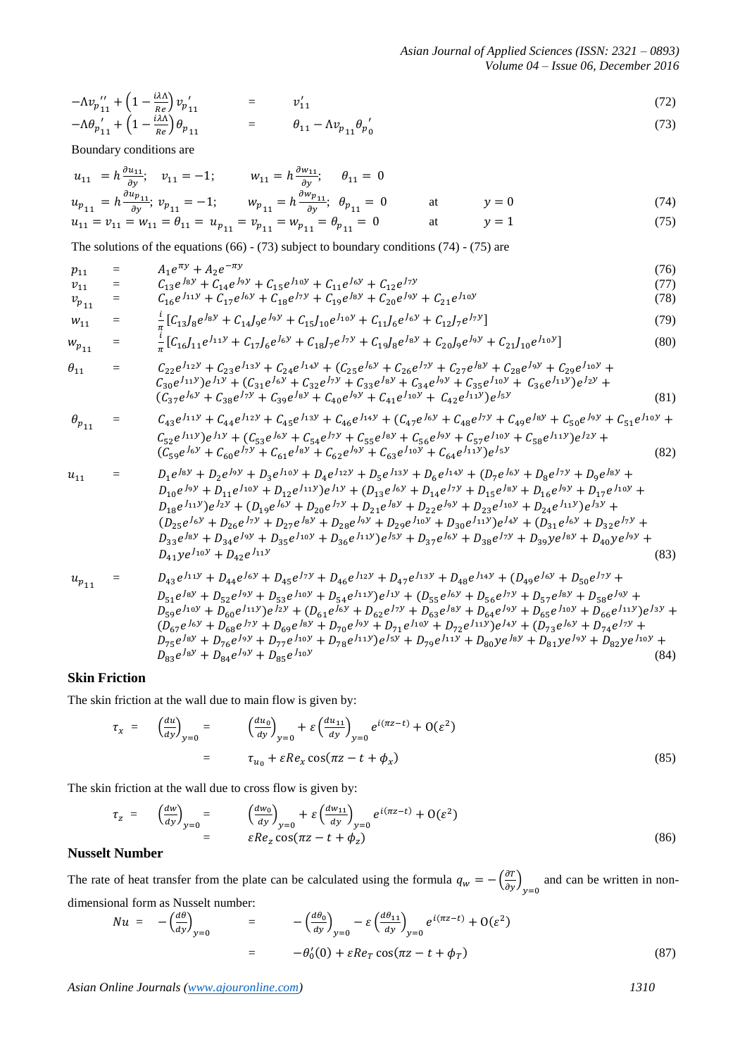$$-\Lambda v_{p_{11}}'' + \left(1 - \frac{i\lambda\Lambda}{Re}\right) v_{p_{11}}' = v_{11}' \tag{72}$$

$$-\Lambda \theta_{p_{11}}' + \left(1 - \frac{i\lambda\Lambda}{Re}\right) \theta_{p_{11}} = \theta_{11} - \Lambda v_{p_{11}} \theta_{p_0}' \tag{73}$$

Boundary conditions are

$$u_{11} = h\frac{\partial u_{11}}{\partial y}; \quad v_{11} = -1; \quad w_{11} = h\frac{\partial w_{11}}{\partial y}; \quad \theta_{11} = 0$$

$$u_{p_{11}} = h\frac{\partial u_{p_{11}}}{\partial y}; \; v_{p_{11}} = -1; \quad w_{p_{11}} = h\frac{\partial w_{p_{11}}}{\partial y}; \; \theta_{p_{11}} = 0 \quad \text{at} \quad y = 0 \tag{74}$$

$$u_{11} = v_{11} = w_{11} = \theta_{11} = u_{p_{11}} = v_{p_{11}} = w_{p_{11}} = \theta_{p_{11}} = 0 \quad \text{at} \quad y = 1 \tag{75}$$

The solutions of the equations (66) - (73) subject to boundary conditions (74) - (75) are

$$p_{11} = A_1 e^{\pi y} + A_2 e^{-\pi y} \tag{76}$$

$$v_{11} = C_{13} e^{J_8 y} + C_{14} e^{J_9 y} + C_{15} e^{J_{10} y} + C_{11} e^{J_6 y} + C_{12} e^{J_7 y} \tag{77}$$

$$v_{p_{11}} = C_{16} e^{J_{11} y} + C_{17} e^{J_6 y} + C_{18} e^{J_7 y} + C_{19} e^{J_8 y} + C_{20} e^{J_9 y} + C_{21} e^{J_{10} y} \tag{78}$$

$$w_{11} = \frac{i}{\pi}\left[C_{13} J_8 e^{J_8 y} + C_{14} J_9 e^{J_9 y} + C_{15} J_{10} e^{J_{10} y} + C_{11} J_6 e^{J_6 y} + C_{12} J_7 e^{J_7 y}\right] \tag{79}$$

$$w_{p_{11}} = \frac{i}{\pi}\left[C_{16} J_{11} e^{J_{11} y} + C_{17} J_6 e^{J_6 y} + C_{18} J_7 e^{J_7 y} + C_{19} J_8 e^{J_8 y} + C_{20} J_9 e^{J_9 y} + C_{21} J_{10} e^{J_{10} y}\right] \tag{80}$$

$$\begin{aligned}\theta_{11} = \; & C_{22} e^{J_{12} y} + C_{23} e^{J_{13} y} + C_{24} e^{J_{14} y} + (C_{25} e^{J_6 y} + C_{26} e^{J_7 y} + C_{27} e^{J_8 y} + C_{28} e^{J_9 y} + C_{29} e^{J_{10} y} + \\ & C_{30} e^{J_{11} y}) e^{J_1 y} + (C_{31} e^{J_6 y} + C_{32} e^{J_7 y} + C_{33} e^{J_8 y} + C_{34} e^{J_9 y} + C_{35} e^{J_{10} y} + C_{36} e^{J_{11} y}) e^{J_2 y} + \\ & (C_{37} e^{J_6 y} + C_{38} e^{J_7 y} + C_{39} e^{J_8 y} + C_{40} e^{J_9 y} + C_{41} e^{J_{10} y} + C_{42} e^{J_{11} y}) e^{J_5 y}\end{aligned} \tag{81}$$

$$\begin{aligned}\theta_{p_{11}} = \; & C_{43} e^{J_{11} y} + C_{44} e^{J_{12} y} + C_{45} e^{J_{13} y} + C_{46} e^{J_{14} y} + (C_{47} e^{J_6 y} + C_{48} e^{J_7 y} + C_{49} e^{J_8 y} + C_{50} e^{J_9 y} + C_{51} e^{J_{10} y} + \\ & C_{52} e^{J_{11} y}) e^{J_1 y} + (C_{53} e^{J_6 y} + C_{54} e^{J_7 y} + C_{55} e^{J_8 y} + C_{56} e^{J_9 y} + C_{57} e^{J_{10} y} + C_{58} e^{J_{11} y}) e^{J_2 y} + \\ & (C_{59} e^{J_6 y} + C_{60} e^{J_7 y} + C_{61} e^{J_8 y} + C_{62} e^{J_9 y} + C_{63} e^{J_{10} y} + C_{64} e^{J_{11} y}) e^{J_5 y}\end{aligned} \tag{82}$$

$$\begin{aligned}u_{11} = \; & D_1 e^{J_8 y} + D_2 e^{J_9 y} + D_3 e^{J_{10} y} + D_4 e^{J_{12} y} + D_5 e^{J_{13} y} + D_6 e^{J_{14} y} + (D_7 e^{J_6 y} + D_8 e^{J_7 y} + D_9 e^{J_8 y} + \\ & D_{10} e^{J_9 y} + D_{11} e^{J_{10} y} + D_{12} e^{J_{11} y}) e^{J_1 y} + (D_{13} e^{J_6 y} + D_{14} e^{J_7 y} + D_{15} e^{J_8 y} + D_{16} e^{J_9 y} + D_{17} e^{J_{10} y} + \\ & D_{18} e^{J_{11} y}) e^{J_2 y} + (D_{19} e^{J_6 y} + D_{20} e^{J_7 y} + D_{21} e^{J_8 y} + D_{22} e^{J_9 y} + D_{23} e^{J_{10} y} + D_{24} e^{J_{11} y}) e^{J_3 y} + \\ & (D_{25} e^{J_6 y} + D_{26} e^{J_7 y} + D_{27} e^{J_8 y} + D_{28} e^{J_9 y} + D_{29} e^{J_{10} y} + D_{30} e^{J_{11} y}) e^{J_4 y} + (D_{31} e^{J_6 y} + D_{32} e^{J_7 y} + \\ & D_{33} e^{J_8 y} + D_{34} e^{J_9 y} + D_{35} e^{J_{10} y} + D_{36} e^{J_{11} y}) e^{J_5 y} + D_{37} e^{J_6 y} + D_{38} e^{J_7 y} + D_{39} y e^{J_8 y} + D_{40} y e^{J_9 y} + \\ & D_{41} y e^{J_{10} y} + D_{42} e^{J_{11} y}\end{aligned} \tag{83}$$

$$\begin{aligned}u_{p_{11}} = \; & D_{43} e^{J_{11} y} + D_{44} e^{J_6 y} + D_{45} e^{J_7 y} + D_{46} e^{J_{12} y} + D_{47} e^{J_{13} y} + D_{48} e^{J_{14} y} + (D_{49} e^{J_6 y} + D_{50} e^{J_7 y} + \\ & D_{51} e^{J_8 y} + D_{52} e^{J_9 y} + D_{53} e^{J_{10} y} + D_{54} e^{J_{11} y}) e^{J_1 y} + (D_{55} e^{J_6 y} + D_{56} e^{J_7 y} + D_{57} e^{J_8 y} + D_{58} e^{J_9 y} + \\ & D_{59} e^{J_{10} y} + D_{60} e^{J_{11} y}) e^{J_2 y} + (D_{61} e^{J_6 y} + D_{62} e^{J_7 y} + D_{63} e^{J_8 y} + D_{64} e^{J_9 y} + D_{65} e^{J_{10} y} + D_{66} e^{J_{11} y}) e^{J_3 y} + \\ & (D_{67} e^{J_6 y} + D_{68} e^{J_7 y} + D_{69} e^{J_8 y} + D_{70} e^{J_9 y} + D_{71} e^{J_{10} y} + D_{72} e^{J_{11} y}) e^{J_4 y} + (D_{73} e^{J_6 y} + D_{74} e^{J_7 y} + \\ & D_{75} e^{J_8 y} + D_{76} e^{J_9 y} + D_{77} e^{J_{10} y} + D_{78} e^{J_{11} y}) e^{J_5 y} + D_{79} e^{J_{11} y} + D_{80} y e^{J_8 y} + D_{81} y e^{J_9 y} + D_{82} y e^{J_{10} y} + \\ & D_{83} e^{J_8 y} + D_{84} e^{J_9 y} + D_{85} e^{J_{10} y}\end{aligned} \tag{84}$$

## Skin Friction

The skin friction at the wall due to main flow is given by:

$$\begin{aligned}\tau_x = \left(\frac{du}{dy}\right)_{y=0} &= \left(\frac{du_0}{dy}\right)_{y=0} + \varepsilon \left(\frac{du_{11}}{dy}\right)_{y=0} e^{i(\pi z - t)} + O(\varepsilon^2) \\ &= \tau_{u_0} + \varepsilon Re_x \cos(\pi z - t + \phi_x)\end{aligned} \tag{85}$$

The skin friction at the wall due to cross flow is given by:

$$\begin{aligned}\tau_z = \left(\frac{dw}{dy}\right)_{y=0} &= \left(\frac{dw_0}{dy}\right)_{y=0} + \varepsilon \left(\frac{dw_{11}}{dy}\right)_{y=0} e^{i(\pi z - t)} + O(\varepsilon^2) \\ &= \varepsilon Re_z \cos(\pi z - t + \phi_z)\end{aligned} \tag{86}$$

## Nusselt Number

The rate of heat transfer from the plate can be calculated using the formula $q_w = -\left(\frac{\partial T}{\partial y}\right)_{y=0}$ and can be written in non-dimensional form as Nusselt number:

$$\begin{aligned}Nu = -\left(\frac{d\theta}{dy}\right)_{y=0} &= -\left(\frac{d\theta_0}{dy}\right)_{y=0} - \varepsilon \left(\frac{d\theta_{11}}{dy}\right)_{y=0} e^{i(\pi z - t)} + O(\varepsilon^2) \\ &= -\theta_0'(0) + \varepsilon Re_T \cos(\pi z - t + \phi_T)\end{aligned} \tag{87}$$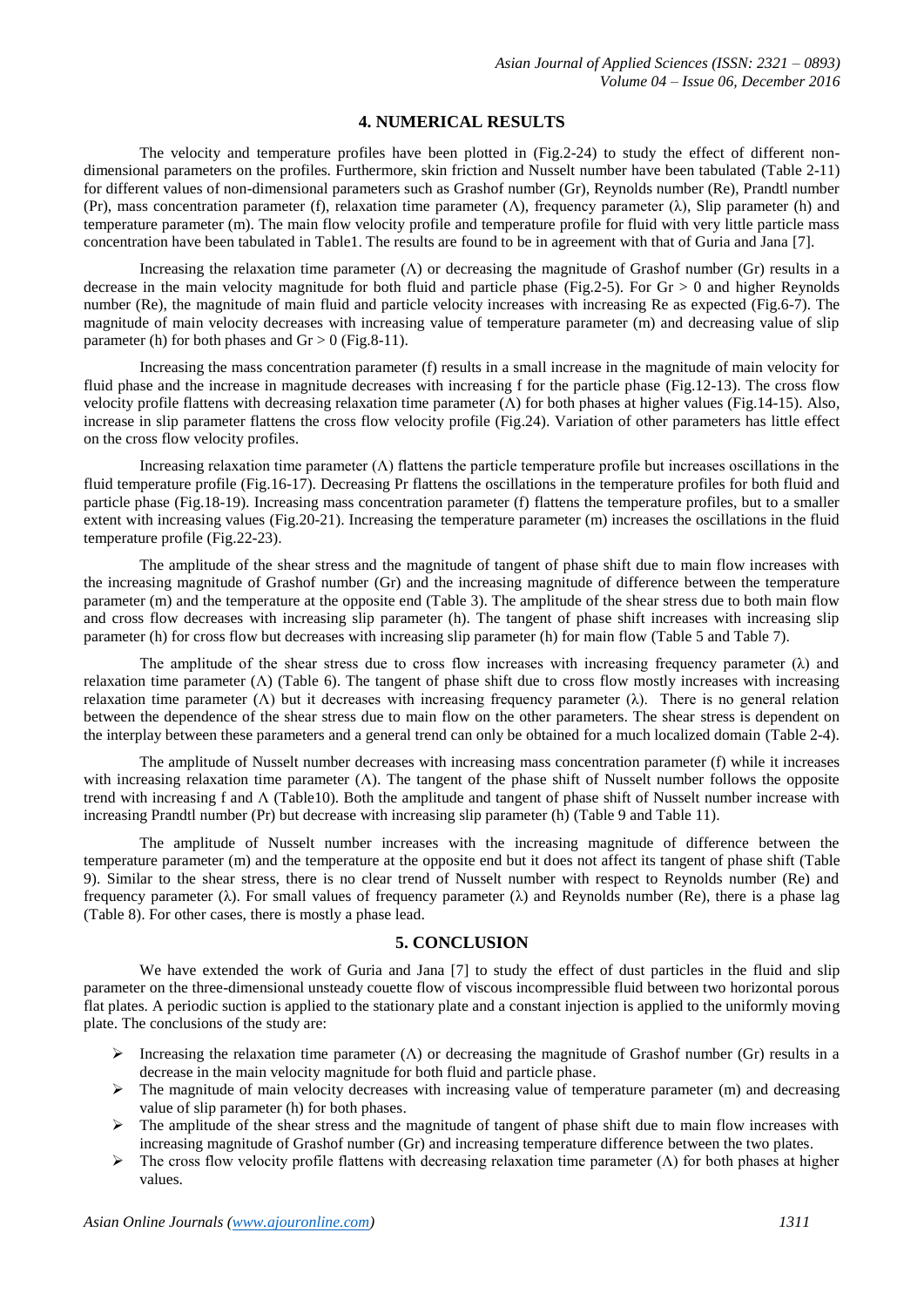## 4. NUMERICAL RESULTS

The velocity and temperature profiles have been plotted in (Fig.2-24) to study the effect of different non-dimensional parameters on the profiles. Furthermore, skin friction and Nusselt number have been tabulated (Table 2-11) for different values of non-dimensional parameters such as Grashof number (Gr), Reynolds number (Re), Prandtl number (Pr), mass concentration parameter (f), relaxation time parameter ($\Lambda$), frequency parameter ($\lambda$), Slip parameter (h) and temperature parameter (m). The main flow velocity profile and temperature profile for fluid with very little particle mass concentration have been tabulated in Table1. The results are found to be in agreement with that of Guria and Jana [7].

Increasing the relaxation time parameter ($\Lambda$) or decreasing the magnitude of Grashof number (Gr) results in a decrease in the main velocity magnitude for both fluid and particle phase (Fig.2-5). For $Gr > 0$ and higher Reynolds number (Re), the magnitude of main fluid and particle velocity increases with increasing Re as expected (Fig.6-7). The magnitude of main velocity decreases with increasing value of temperature parameter (m) and decreasing value of slip parameter (h) for both phases and $Gr > 0$ (Fig.8-11).

Increasing the mass concentration parameter (f) results in a small increase in the magnitude of main velocity for fluid phase and the increase in magnitude decreases with increasing f for the particle phase (Fig.12-13). The cross flow velocity profile flattens with decreasing relaxation time parameter ($\Lambda$) for both phases at higher values (Fig.14-15). Also, increase in slip parameter flattens the cross flow velocity profile (Fig.24). Variation of other parameters has little effect on the cross flow velocity profiles.

Increasing relaxation time parameter ($\Lambda$) flattens the particle temperature profile but increases oscillations in the fluid temperature profile (Fig.16-17). Decreasing Pr flattens the oscillations in the temperature profiles for both fluid and particle phase (Fig.18-19). Increasing mass concentration parameter (f) flattens the temperature profiles, but to a smaller extent with increasing values (Fig.20-21). Increasing the temperature parameter (m) increases the oscillations in the fluid temperature profile (Fig.22-23).

The amplitude of the shear stress and the magnitude of tangent of phase shift due to main flow increases with the increasing magnitude of Grashof number (Gr) and the increasing magnitude of difference between the temperature parameter (m) and the temperature at the opposite end (Table 3). The amplitude of the shear stress due to both main flow and cross flow decreases with increasing slip parameter (h). The tangent of phase shift increases with increasing slip parameter (h) for cross flow but decreases with increasing slip parameter (h) for main flow (Table 5 and Table 7).

The amplitude of the shear stress due to cross flow increases with increasing frequency parameter ($\lambda$) and relaxation time parameter ($\Lambda$) (Table 6). The tangent of phase shift due to cross flow mostly increases with increasing relaxation time parameter ($\Lambda$) but it decreases with increasing frequency parameter ($\lambda$). There is no general relation between the dependence of the shear stress due to main flow on the other parameters. The shear stress is dependent on the interplay between these parameters and a general trend can only be obtained for a much localized domain (Table 2-4).

The amplitude of Nusselt number decreases with increasing mass concentration parameter (f) while it increases with increasing relaxation time parameter ($\Lambda$). The tangent of the phase shift of Nusselt number follows the opposite trend with increasing f and $\Lambda$ (Table10). Both the amplitude and tangent of phase shift of Nusselt number increase with increasing Prandtl number (Pr) but decrease with increasing slip parameter (h) (Table 9 and Table 11).

The amplitude of Nusselt number increases with the increasing magnitude of difference between the temperature parameter (m) and the temperature at the opposite end but it does not affect its tangent of phase shift (Table 9). Similar to the shear stress, there is no clear trend of Nusselt number with respect to Reynolds number (Re) and frequency parameter ($\lambda$). For small values of frequency parameter ($\lambda$) and Reynolds number (Re), there is a phase lag (Table 8). For other cases, there is mostly a phase lead.

## 5. CONCLUSION

We have extended the work of Guria and Jana [7] to study the effect of dust particles in the fluid and slip parameter on the three-dimensional unsteady couette flow of viscous incompressible fluid between two horizontal porous flat plates. A periodic suction is applied to the stationary plate and a constant injection is applied to the uniformly moving plate. The conclusions of the study are:

- Increasing the relaxation time parameter ($\Lambda$) or decreasing the magnitude of Grashof number (Gr) results in a decrease in the main velocity magnitude for both fluid and particle phase.
- The magnitude of main velocity decreases with increasing value of temperature parameter (m) and decreasing value of slip parameter (h) for both phases.
- The amplitude of the shear stress and the magnitude of tangent of phase shift due to main flow increases with increasing magnitude of Grashof number (Gr) and increasing temperature difference between the two plates.
- The cross flow velocity profile flattens with decreasing relaxation time parameter ($\Lambda$) for both phases at higher values.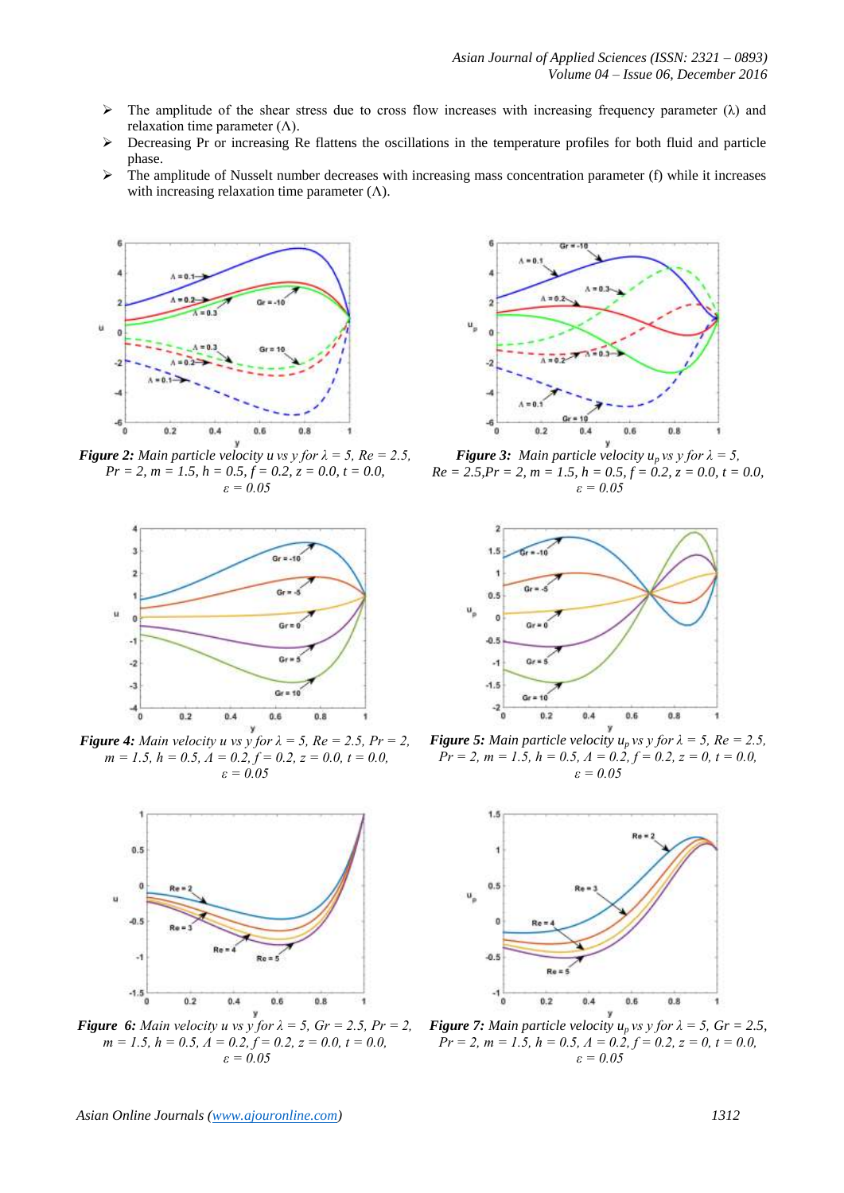- The amplitude of the shear stress due to cross flow increases with increasing frequency parameter ($\lambda$) and relaxation time parameter ($\Lambda$).
- Decreasing Pr or increasing Re flattens the oscillations in the temperature profiles for both fluid and particle phase.
- The amplitude of Nusselt number decreases with increasing mass concentration parameter (f) while it increases with increasing relaxation time parameter ($\Lambda$).

***Figure 2:*** *Main particle velocity u vs y for* $\lambda = 5$, $Re = 2.5$, $Pr = 2$, $m = 1.5$, $h = 0.5$, $f = 0.2$, $z = 0.0$, $t = 0.0$, $\varepsilon = 0.05$

***Figure 3:*** *Main particle velocity* $u_p$ *vs y for* $\lambda = 5$, $Re = 2.5$, $Pr = 2$, $m = 1.5$, $h = 0.5$, $f = 0.2$, $z = 0.0$, $t = 0.0$, $\varepsilon = 0.05$

***Figure 4:*** *Main velocity u vs y for* $\lambda = 5$, $Re = 2.5$, $Pr = 2$, $m = 1.5$, $h = 0.5$, $\Lambda = 0.2$, $f = 0.2$, $z = 0.0$, $t = 0.0$, $\varepsilon = 0.05$

***Figure 5:*** *Main particle velocity* $u_p$ *vs y for* $\lambda = 5$, $Re = 2.5$, $Pr = 2$, $m = 1.5$, $h = 0.5$, $\Lambda = 0.2$, $f = 0.2$, $z = 0$, $t = 0.0$, $\varepsilon = 0.05$

***Figure 6:*** *Main velocity u vs y for* $\lambda = 5$, $Gr = 2.5$, $Pr = 2$, $m = 1.5$, $h = 0.5$, $\Lambda = 0.2$, $f = 0.2$, $z = 0.0$, $t = 0.0$, $\varepsilon = 0.05$

***Figure 7:*** *Main particle velocity* $u_p$ *vs y for* $\lambda = 5$, $Gr = 2.5$, $Pr = 2$, $m = 1.5$, $h = 0.5$, $\Lambda = 0.2$, $f = 0.2$, $z = 0$, $t = 0.0$, $\varepsilon = 0.05$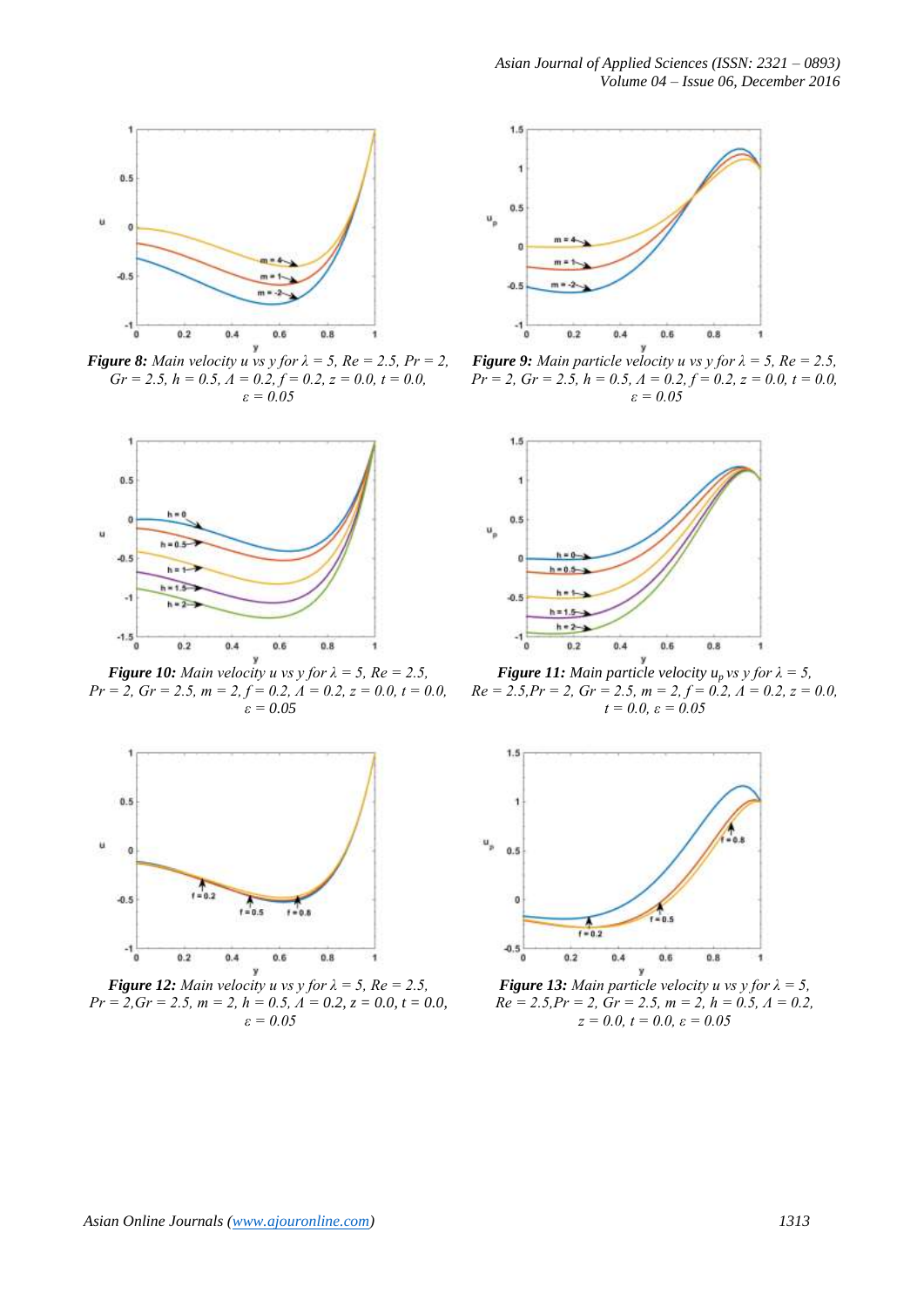***Figure 8:*** *Main velocity u vs y for $\lambda = 5$, $Re = 2.5$, $Pr = 2$, $Gr = 2.5$, $h = 0.5$, $\Lambda = 0.2$, $f = 0.2$, $z = 0.0$, $t = 0.0$, $\varepsilon = 0.05$*

***Figure 9:*** *Main particle velocity u vs y for $\lambda = 5$, $Re = 2.5$, $Pr = 2$, $Gr = 2.5$, $h = 0.5$, $\Lambda = 0.2$, $f = 0.2$, $z = 0.0$, $t = 0.0$, $\varepsilon = 0.05$*

***Figure 10:*** *Main velocity u vs y for $\lambda = 5$, $Re = 2.5$, $Pr = 2$, $Gr = 2.5$, $m = 2$, $f = 0.2$, $\Lambda = 0.2$, $z = 0.0$, $t = 0.0$, $\varepsilon = 0.05$*

***Figure 11:*** *Main particle velocity $u_p$ vs y for $\lambda = 5$, $Re = 2.5$, $Pr = 2$, $Gr = 2.5$, $m = 2$, $f = 0.2$, $\Lambda = 0.2$, $z = 0.0$, $t = 0.0$, $\varepsilon = 0.05$*

***Figure 12:*** *Main velocity u vs y for $\lambda = 5$, $Re = 2.5$, $Pr = 2$, $Gr = 2.5$, $m = 2$, $h = 0.5$, $\Lambda = 0.2$, $z = 0.0$, $t = 0.0$, $\varepsilon = 0.05$*

***Figure 13:*** *Main particle velocity u vs y for $\lambda = 5$, $Re = 2.5$, $Pr = 2$, $Gr = 2.5$, $m = 2$, $h = 0.5$, $\Lambda = 0.2$, $z = 0.0$, $t = 0.0$, $\varepsilon = 0.05$*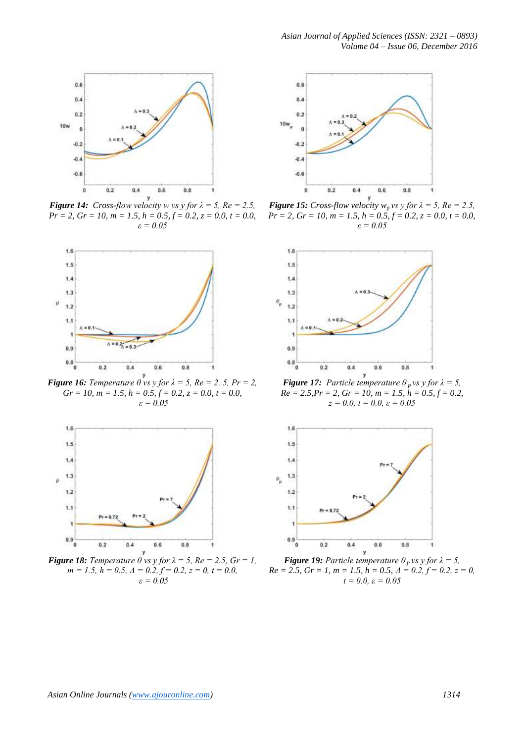**Figure 14:** *Cross-flow velocity $w$ vs $y$ for $\lambda = 5$, $Re = 2.5$, $Pr = 2$, $Gr = 10$, $m = 1.5$, $h = 0.5$, $f = 0.2$, $z = 0.0$, $t = 0.0$, $\varepsilon = 0.05$*

**Figure 15:** *Cross-flow velocity $w_p$ vs $y$ for $\lambda = 5$, $Re = 2.5$, $Pr = 2$, $Gr = 10$, $m = 1.5$, $h = 0.5$, $f = 0.2$, $z = 0.0$, $t = 0.0$, $\varepsilon = 0.05$*

**Figure 16:** *Temperature $\theta$ vs $y$ for $\lambda = 5$, $Re = 2.5$, $Pr = 2$, $Gr = 10$, $m = 1.5$, $h = 0.5$, $f = 0.2$, $z = 0.0$, $t = 0.0$, $\varepsilon = 0.05$*

**Figure 17:** *Particle temperature $\theta_p$ vs $y$ for $\lambda = 5$, $Re = 2.5$, $Pr = 2$, $Gr = 10$, $m = 1.5$, $h = 0.5$, $f = 0.2$, $z = 0.0$, $t = 0.0$, $\varepsilon = 0.05$*

**Figure 18:** *Temperature $\theta$ vs $y$ for $\lambda = 5$, $Re = 2.5$, $Gr = 1$, $m = 1.5$, $h = 0.5$, $\Lambda = 0.2$, $f = 0.2$, $z = 0$, $t = 0.0$, $\varepsilon = 0.05$*

**Figure 19:** *Particle temperature $\theta_p$ vs $y$ for $\lambda = 5$, $Re = 2.5$, $Gr = 1$, $m = 1.5$, $h = 0.5$, $\Lambda = 0.2$, $f = 0.2$, $z = 0$, $t = 0.0$, $\varepsilon = 0.05$*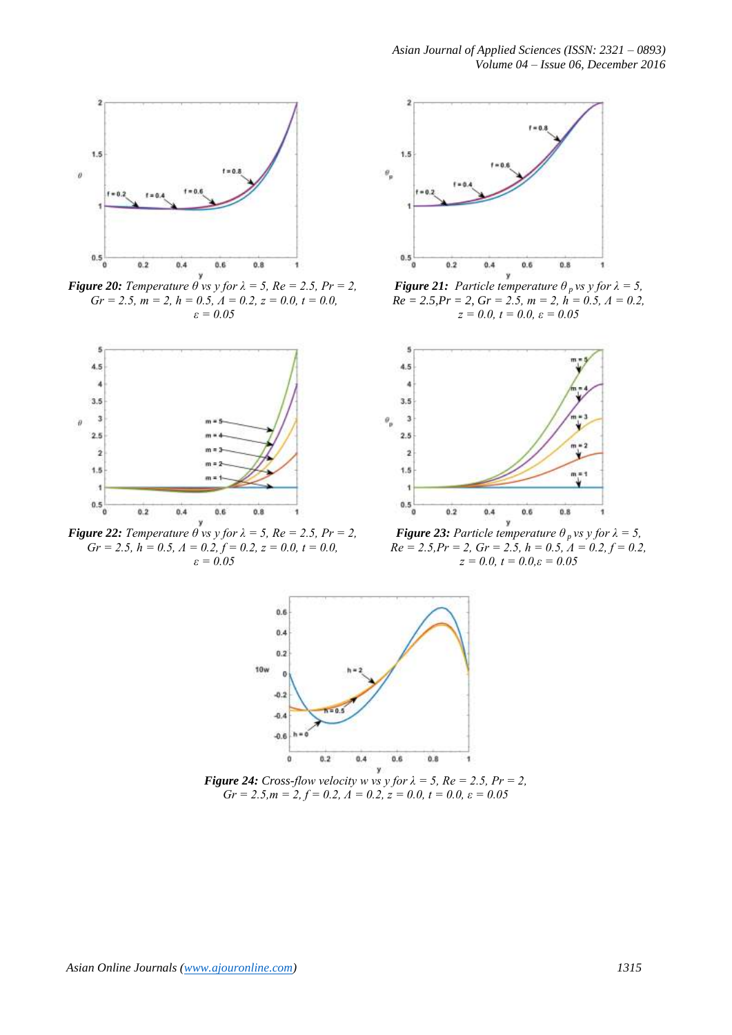**Figure 20:** *Temperature* $\theta$ *vs y for* $\lambda = 5$, $Re = 2.5$, $Pr = 2$, $Gr = 2.5$, $m = 2$, $h = 0.5$, $\Lambda = 0.2$, $z = 0.0$, $t = 0.0$, $\varepsilon = 0.05$

**Figure 21:** *Particle temperature* $\theta_p$ *vs y for* $\lambda = 5$, $Re = 2.5$, $Pr = 2$, $Gr = 2.5$, $m = 2$, $h = 0.5$, $\Lambda = 0.2$, $z = 0.0$, $t = 0.0$, $\varepsilon = 0.05$

**Figure 22:** *Temperature* $\theta$ *vs y for* $\lambda = 5$, $Re = 2.5$, $Pr = 2$, $Gr = 2.5$, $h = 0.5$, $\Lambda = 0.2$, $f = 0.2$, $z = 0.0$, $t = 0.0$, $\varepsilon = 0.05$

**Figure 23:** *Particle temperature* $\theta_p$ *vs y for* $\lambda = 5$, $Re = 2.5$, $Pr = 2$, $Gr = 2.5$, $h = 0.5$, $\Lambda = 0.2$, $f = 0.2$, $z = 0.0$, $t = 0.0$, $\varepsilon = 0.05$

**Figure 24:** *Cross-flow velocity w vs y for* $\lambda = 5$, $Re = 2.5$, $Pr = 2$, $Gr = 2.5$, $m = 2$, $f = 0.2$, $\Lambda = 0.2$, $z = 0.0$, $t = 0.0$, $\varepsilon = 0.05$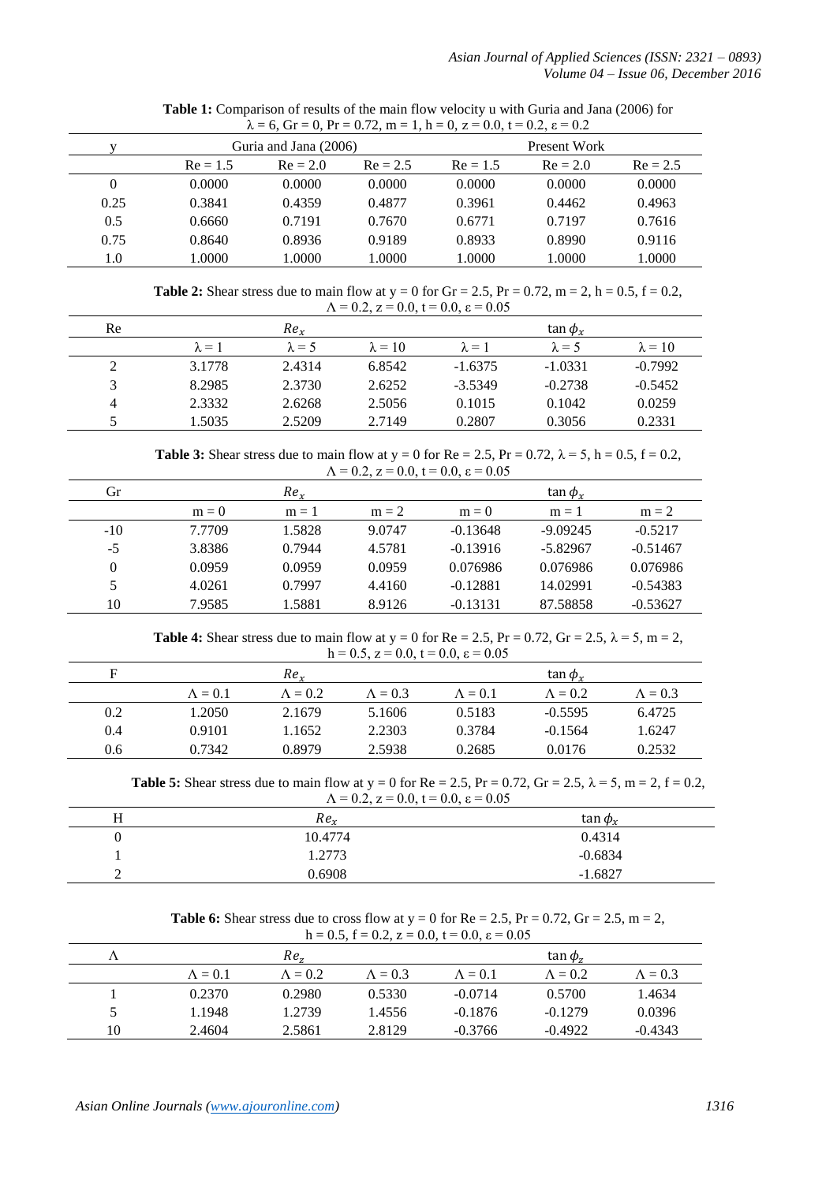**Table 1:** Comparison of results of the main flow velocity u with Guria and Jana (2006) for $\lambda = 6$, $Gr = 0$, $Pr = 0.72$, $m = 1$, $h = 0$, $z = 0.0$, $t = 0.2$, $\varepsilon = 0.2$

| y | Guria and Jana (2006) | | | Present Work | | |
|---|---|---|---|---|---|---|
| | Re = 1.5 | Re = 2.0 | Re = 2.5 | Re = 1.5 | Re = 2.0 | Re = 2.5 |
| 0 | 0.0000 | 0.0000 | 0.0000 | 0.0000 | 0.0000 | 0.0000 |
| 0.25 | 0.3841 | 0.4359 | 0.4877 | 0.3961 | 0.4462 | 0.4963 |
| 0.5 | 0.6660 | 0.7191 | 0.7670 | 0.6771 | 0.7197 | 0.7616 |
| 0.75 | 0.8640 | 0.8936 | 0.9189 | 0.8933 | 0.8990 | 0.9116 |
| 1.0 | 1.0000 | 1.0000 | 1.0000 | 1.0000 | 1.0000 | 1.0000 |

**Table 2:** Shear stress due to main flow at $y = 0$ for $Gr = 2.5$, $Pr = 0.72$, $m = 2$, $h = 0.5$, $f = 0.2$, $\Lambda = 0.2$, $z = 0.0$, $t = 0.0$, $\varepsilon = 0.05$

| Re | $Re_x$ | | | $\tan \phi_x$ | | |
|---|---|---|---|---|---|---|
| | $\lambda = 1$ | $\lambda = 5$ | $\lambda = 10$ | $\lambda = 1$ | $\lambda = 5$ | $\lambda = 10$ |
| 2 | 3.1778 | 2.4314 | 6.8542 | -1.6375 | -1.0331 | -0.7992 |
| 3 | 8.2985 | 2.3730 | 2.6252 | -3.5349 | -0.2738 | -0.5452 |
| 4 | 2.3332 | 2.6268 | 2.5056 | 0.1015 | 0.1042 | 0.0259 |
| 5 | 1.5035 | 2.5209 | 2.7149 | 0.2807 | 0.3056 | 0.2331 |

**Table 3:** Shear stress due to main flow at $y = 0$ for $Re = 2.5$, $Pr = 0.72$, $\lambda = 5$, $h = 0.5$, $f = 0.2$, $\Lambda = 0.2$, $z = 0.0$, $t = 0.0$, $\varepsilon = 0.05$

| Gr | $Re_x$ | | | $\tan \phi_x$ | | |
|---|---|---|---|---|---|---|
| | m = 0 | m = 1 | m = 2 | m = 0 | m = 1 | m = 2 |
| -10 | 7.7709 | 1.5828 | 9.0747 | -0.13648 | -9.09245 | -0.5217 |
| -5 | 3.8386 | 0.7944 | 4.5781 | -0.13916 | -5.82967 | -0.51467 |
| 0 | 0.0959 | 0.0959 | 0.0959 | 0.076986 | 0.076986 | 0.076986 |
| 5 | 4.0261 | 0.7997 | 4.4160 | -0.12881 | 14.02991 | -0.54383 |
| 10 | 7.9585 | 1.5881 | 8.9126 | -0.13131 | 87.58858 | -0.53627 |

**Table 4:** Shear stress due to main flow at $y = 0$ for $Re = 2.5$, $Pr = 0.72$, $Gr = 2.5$, $\lambda = 5$, $m = 2$, $h = 0.5$, $z = 0.0$, $t = 0.0$, $\varepsilon = 0.05$

| F | $Re_x$ | | | $\tan \phi_x$ | | |
|---|---|---|---|---|---|---|
| | $\Lambda = 0.1$ | $\Lambda = 0.2$ | $\Lambda = 0.3$ | $\Lambda = 0.1$ | $\Lambda = 0.2$ | $\Lambda = 0.3$ |
| 0.2 | 1.2050 | 2.1679 | 5.1606 | 0.5183 | -0.5595 | 6.4725 |
| 0.4 | 0.9101 | 1.1652 | 2.2303 | 0.3784 | -0.1564 | 1.6247 |
| 0.6 | 0.7342 | 0.8979 | 2.5938 | 0.2685 | 0.0176 | 0.2532 |

**Table 5:** Shear stress due to main flow at $y = 0$ for $Re = 2.5$, $Pr = 0.72$, $Gr = 2.5$, $\lambda = 5$, $m = 2$, $f = 0.2$, $\Lambda = 0.2$, $z = 0.0$, $t = 0.0$, $\varepsilon = 0.05$

| H | $Re_x$ | $\tan \phi_x$ |
|---|---|---|
| 0 | 10.4774 | 0.4314 |
| 1 | 1.2773 | -0.6834 |
| 2 | 0.6908 | -1.6827 |

**Table 6:** Shear stress due to cross flow at $y = 0$ for $Re = 2.5$, $Pr = 0.72$, $Gr = 2.5$, $m = 2$, $h = 0.5$, $f = 0.2$, $z = 0.0$, $t = 0.0$, $\varepsilon = 0.05$

| $\Lambda$ | $Re_z$ | | | $\tan \phi_z$ | | |
|---|---|---|---|---|---|---|
| | $\Lambda = 0.1$ | $\Lambda = 0.2$ | $\Lambda = 0.3$ | $\Lambda = 0.1$ | $\Lambda = 0.2$ | $\Lambda = 0.3$ |
| 1 | 0.2370 | 0.2980 | 0.5330 | -0.0714 | 0.5700 | 1.4634 |
| 5 | 1.1948 | 1.2739 | 1.4556 | -0.1876 | -0.1279 | 0.0396 |
| 10 | 2.4604 | 2.5861 | 2.8129 | -0.3766 | -0.4922 | -0.4343 |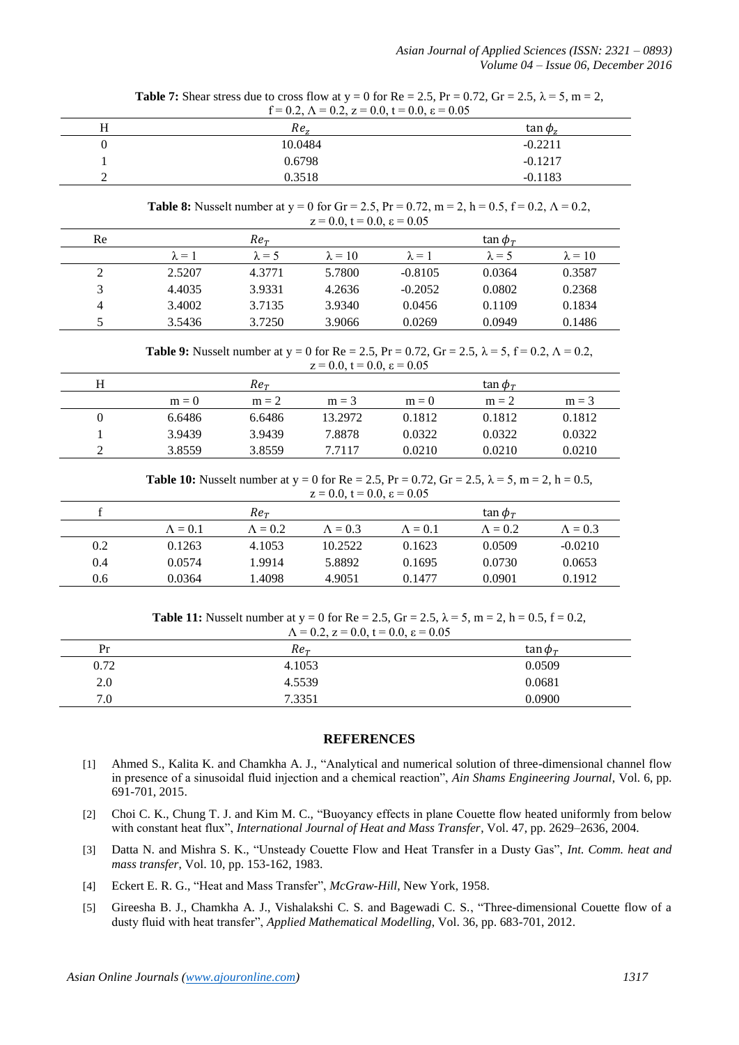**Table 7:** Shear stress due to cross flow at y = 0 for Re = 2.5, Pr = 0.72, Gr = 2.5, λ = 5, m = 2, f = 0.2, Λ = 0.2, z = 0.0, t = 0.0, ε = 0.05

| H | $Re_z$ | $\tan \phi_z$ |
|---|---|---|
| 0 | 10.0484 | -0.2211 |
| 1 | 0.6798 | -0.1217 |
| 2 | 0.3518 | -0.1183 |

**Table 8:** Nusselt number at y = 0 for Gr = 2.5, Pr = 0.72, m = 2, h = 0.5, f = 0.2, Λ = 0.2, z = 0.0, t = 0.0, ε = 0.05

| Re | $Re_T$ | | | $\tan \phi_T$ | | |
|---|---|---|---|---|---|---|
| | λ = 1 | λ = 5 | λ = 10 | λ = 1 | λ = 5 | λ = 10 |
| 2 | 2.5207 | 4.3771 | 5.7800 | -0.8105 | 0.0364 | 0.3587 |
| 3 | 4.4035 | 3.9331 | 4.2636 | -0.2052 | 0.0802 | 0.2368 |
| 4 | 3.4002 | 3.7135 | 3.9340 | 0.0456 | 0.1109 | 0.1834 |
| 5 | 3.5436 | 3.7250 | 3.9066 | 0.0269 | 0.0949 | 0.1486 |

**Table 9:** Nusselt number at y = 0 for Re = 2.5, Pr = 0.72, Gr = 2.5, λ = 5, f = 0.2, Λ = 0.2, z = 0.0, t = 0.0, ε = 0.05

| H | $Re_T$ | | | $\tan \phi_T$ | | |
|---|---|---|---|---|---|---|
| | m = 0 | m = 2 | m = 3 | m = 0 | m = 2 | m = 3 |
| 0 | 6.6486 | 6.6486 | 13.2972 | 0.1812 | 0.1812 | 0.1812 |
| 1 | 3.9439 | 3.9439 | 7.8878 | 0.0322 | 0.0322 | 0.0322 |
| 2 | 3.8559 | 3.8559 | 7.7117 | 0.0210 | 0.0210 | 0.0210 |

**Table 10:** Nusselt number at y = 0 for Re = 2.5, Pr = 0.72, Gr = 2.5, λ = 5, m = 2, h = 0.5, z = 0.0, t = 0.0, ε = 0.05

| f | $Re_T$ | | | $\tan \phi_T$ | | |
|---|---|---|---|---|---|---|
| | Λ = 0.1 | Λ = 0.2 | Λ = 0.3 | Λ = 0.1 | Λ = 0.2 | Λ = 0.3 |
| 0.2 | 0.1263 | 4.1053 | 10.2522 | 0.1623 | 0.0509 | -0.0210 |
| 0.4 | 0.0574 | 1.9914 | 5.8892 | 0.1695 | 0.0730 | 0.0653 |
| 0.6 | 0.0364 | 1.4098 | 4.9051 | 0.1477 | 0.0901 | 0.1912 |

**Table 11:** Nusselt number at y = 0 for Re = 2.5, Gr = 2.5, λ = 5, m = 2, h = 0.5, f = 0.2, Λ = 0.2, z = 0.0, t = 0.0, ε = 0.05

| Pr | $Re_T$ | $\tan \phi_T$ |
|---|---|---|
| 0.72 | 4.1053 | 0.0509 |
| 2.0 | 4.5539 | 0.0681 |
| 7.0 | 7.3351 | 0.0900 |

## REFERENCES

[1] Ahmed S., Kalita K. and Chamkha A. J., "Analytical and numerical solution of three-dimensional channel flow in presence of a sinusoidal fluid injection and a chemical reaction", *Ain Shams Engineering Journal*, Vol. 6, pp. 691-701, 2015.

[2] Choi C. K., Chung T. J. and Kim M. C., "Buoyancy effects in plane Couette flow heated uniformly from below with constant heat flux", *International Journal of Heat and Mass Transfer*, Vol. 47, pp. 2629–2636, 2004.

[3] Datta N. and Mishra S. K., "Unsteady Couette Flow and Heat Transfer in a Dusty Gas", *Int. Comm. heat and mass transfer*, Vol. 10, pp. 153-162, 1983.

[4] Eckert E. R. G., "Heat and Mass Transfer", *McGraw-Hill*, New York, 1958.

[5] Gireesha B. J., Chamkha A. J., Vishalakshi C. S. and Bagewadi C. S., "Three-dimensional Couette flow of a dusty fluid with heat transfer", *Applied Mathematical Modelling*, Vol. 36, pp. 683-701, 2012.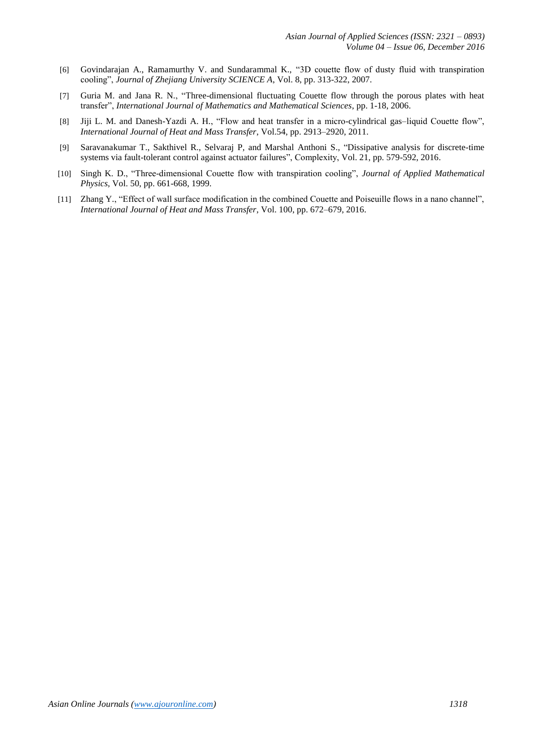[6] Govindarajan A., Ramamurthy V. and Sundarammal K., “3D couette flow of dusty fluid with transpiration cooling”, *Journal of Zhejiang University SCIENCE A*, Vol. 8, pp. 313-322, 2007.

[7] Guria M. and Jana R. N., “Three-dimensional fluctuating Couette flow through the porous plates with heat transfer”, *International Journal of Mathematics and Mathematical Sciences*, pp. 1-18, 2006.

[8] Jiji L. M. and Danesh-Yazdi A. H., “Flow and heat transfer in a micro-cylindrical gas–liquid Couette flow”, *International Journal of Heat and Mass Transfer*, Vol.54, pp. 2913–2920, 2011.

[9] Saravanakumar T., Sakthivel R., Selvaraj P, and Marshal Anthoni S., “Dissipative analysis for discrete-time systems via fault-tolerant control against actuator failures”, Complexity, Vol. 21, pp. 579-592, 2016.

[10] Singh K. D., “Three-dimensional Couette flow with transpiration cooling”, *Journal of Applied Mathematical Physics*, Vol. 50, pp. 661-668, 1999.

[11] Zhang Y., “Effect of wall surface modification in the combined Couette and Poiseuille flows in a nano channel”, *International Journal of Heat and Mass Transfer*, Vol. 100, pp. 672–679, 2016.